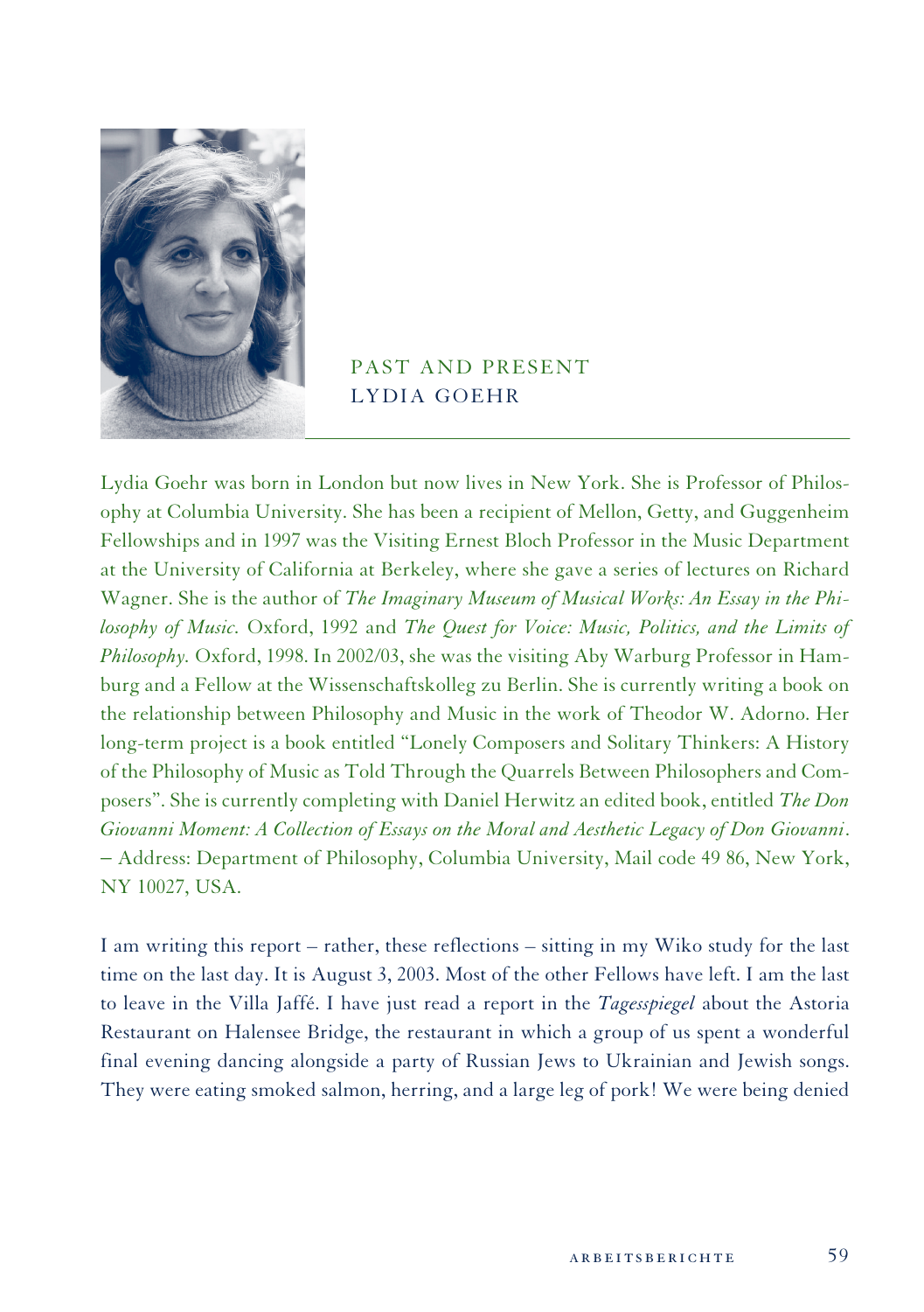# PAST AND PRESENT
## LYDIA GOEHR

Lydia Goehr was born in London but now lives in New York. She is Professor of Philosophy at Columbia University. She has been a recipient of Mellon, Getty, and Guggenheim Fellowships and in 1997 was the Visiting Ernest Bloch Professor in the Music Department at the University of California at Berkeley, where she gave a series of lectures on Richard Wagner. She is the author of *The Imaginary Museum of Musical Works: An Essay in the Philosophy of Music.* Oxford, 1992 and *The Quest for Voice: Music, Politics, and the Limits of Philosophy.* Oxford, 1998. In 2002/03, she was the visiting Aby Warburg Professor in Hamburg and a Fellow at the Wissenschaftskolleg zu Berlin. She is currently writing a book on the relationship between Philosophy and Music in the work of Theodor W. Adorno. Her long-term project is a book entitled "Lonely Composers and Solitary Thinkers: A History of the Philosophy of Music as Told Through the Quarrels Between Philosophers and Composers". She is currently completing with Daniel Herwitz an edited book, entitled *The Don Giovanni Moment: A Collection of Essays on the Moral and Aesthetic Legacy of Don Giovanni*. – Address: Department of Philosophy, Columbia University, Mail code 49 86, New York, NY 10027, USA.

I am writing this report – rather, these reflections – sitting in my Wiko study for the last time on the last day. It is August 3, 2003. Most of the other Fellows have left. I am the last to leave in the Villa Jaffé. I have just read a report in the *Tagesspiegel* about the Astoria Restaurant on Halensee Bridge, the restaurant in which a group of us spent a wonderful final evening dancing alongside a party of Russian Jews to Ukrainian and Jewish songs. They were eating smoked salmon, herring, and a large leg of pork! We were being denied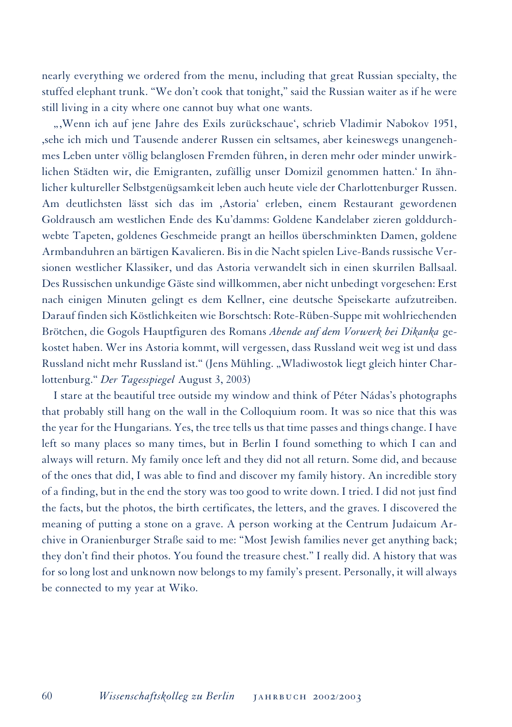nearly everything we ordered from the menu, including that great Russian specialty, the stuffed elephant trunk. "We don't cook that tonight," said the Russian waiter as if he were still living in a city where one cannot buy what one wants.

„‚Wenn ich auf jene Jahre des Exils zurückschaue', schrieb Vladimir Nabokov 1951, ‚sehe ich mich und Tausende anderer Russen ein seltsames, aber keineswegs unangenehmes Leben unter völlig belanglosen Fremden führen, in deren mehr oder minder unwirklichen Städten wir, die Emigranten, zufällig unser Domizil genommen hatten.' In ähnlicher kultureller Selbstgenügsamkeit leben auch heute viele der Charlottenburger Russen. Am deutlichsten lässt sich das im ‚Astoria' erleben, einem Restaurant gewordenen Goldrausch am westlichen Ende des Ku'damms: Goldene Kandelaber zieren golddurchwebte Tapeten, goldenes Geschmeide prangt an heillos überschminkten Damen, goldene Armbanduhren an bärtigen Kavalieren. Bis in die Nacht spielen Live-Bands russische Versionen westlicher Klassiker, und das Astoria verwandelt sich in einen skurrilen Ballsaal. Des Russischen unkundige Gäste sind willkommen, aber nicht unbedingt vorgesehen: Erst nach einigen Minuten gelingt es dem Kellner, eine deutsche Speisekarte aufzutreiben. Darauf finden sich Köstlichkeiten wie Borschtsch: Rote-Rüben-Suppe mit wohlriechenden Brötchen, die Gogols Hauptfiguren des Romans *Abende auf dem Vorwerk bei Dikanka* gekostet haben. Wer ins Astoria kommt, will vergessen, dass Russland weit weg ist und dass Russland nicht mehr Russland ist." (Jens Mühling. „Wladiwostok liegt gleich hinter Charlottenburg." *Der Tagesspiegel* August 3, 2003)

I stare at the beautiful tree outside my window and think of Péter Nádas's photographs that probably still hang on the wall in the Colloquium room. It was so nice that this was the year for the Hungarians. Yes, the tree tells us that time passes and things change. I have left so many places so many times, but in Berlin I found something to which I can and always will return. My family once left and they did not all return. Some did, and because of the ones that did, I was able to find and discover my family history. An incredible story of a finding, but in the end the story was too good to write down. I tried. I did not just find the facts, but the photos, the birth certificates, the letters, and the graves. I discovered the meaning of putting a stone on a grave. A person working at the Centrum Judaicum Archive in Oranienburger Straße said to me: "Most Jewish families never get anything back; they don't find their photos. You found the treasure chest." I really did. A history that was for so long lost and unknown now belongs to my family's present. Personally, it will always be connected to my year at Wiko.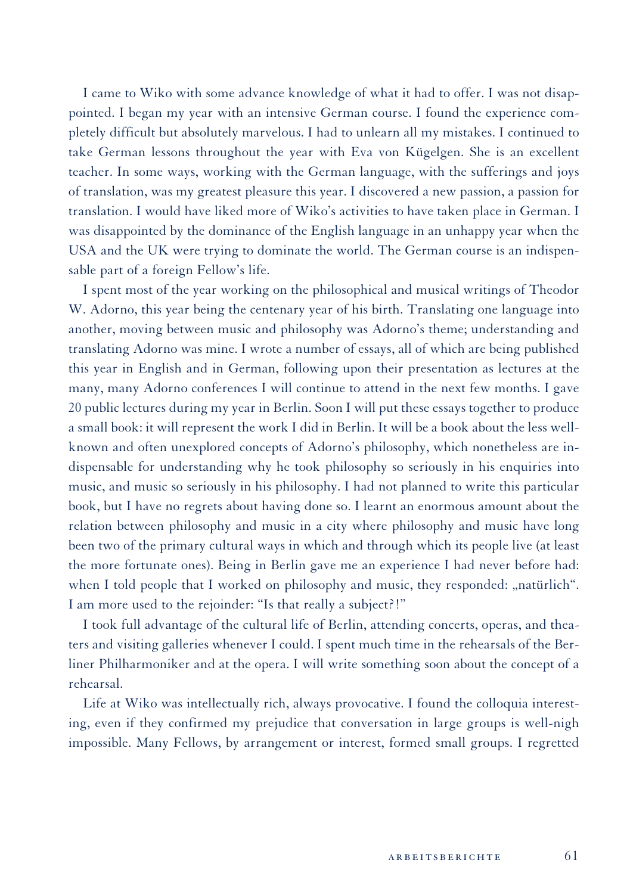I came to Wiko with some advance knowledge of what it had to offer. I was not disappointed. I began my year with an intensive German course. I found the experience completely difficult but absolutely marvelous. I had to unlearn all my mistakes. I continued to take German lessons throughout the year with Eva von Kügelgen. She is an excellent teacher. In some ways, working with the German language, with the sufferings and joys of translation, was my greatest pleasure this year. I discovered a new passion, a passion for translation. I would have liked more of Wiko's activities to have taken place in German. I was disappointed by the dominance of the English language in an unhappy year when the USA and the UK were trying to dominate the world. The German course is an indispensable part of a foreign Fellow's life.

I spent most of the year working on the philosophical and musical writings of Theodor W. Adorno, this year being the centenary year of his birth. Translating one language into another, moving between music and philosophy was Adorno's theme; understanding and translating Adorno was mine. I wrote a number of essays, all of which are being published this year in English and in German, following upon their presentation as lectures at the many, many Adorno conferences I will continue to attend in the next few months. I gave 20 public lectures during my year in Berlin. Soon I will put these essays together to produce a small book: it will represent the work I did in Berlin. It will be a book about the less well-known and often unexplored concepts of Adorno's philosophy, which nonetheless are indispensable for understanding why he took philosophy so seriously in his enquiries into music, and music so seriously in his philosophy. I had not planned to write this particular book, but I have no regrets about having done so. I learnt an enormous amount about the relation between philosophy and music in a city where philosophy and music have long been two of the primary cultural ways in which and through which its people live (at least the more fortunate ones). Being in Berlin gave me an experience I had never before had: when I told people that I worked on philosophy and music, they responded: „natürlich". I am more used to the rejoinder: "Is that really a subject?!"

I took full advantage of the cultural life of Berlin, attending concerts, operas, and theaters and visiting galleries whenever I could. I spent much time in the rehearsals of the Berliner Philharmoniker and at the opera. I will write something soon about the concept of a rehearsal.

Life at Wiko was intellectually rich, always provocative. I found the colloquia interesting, even if they confirmed my prejudice that conversation in large groups is well-nigh impossible. Many Fellows, by arrangement or interest, formed small groups. I regretted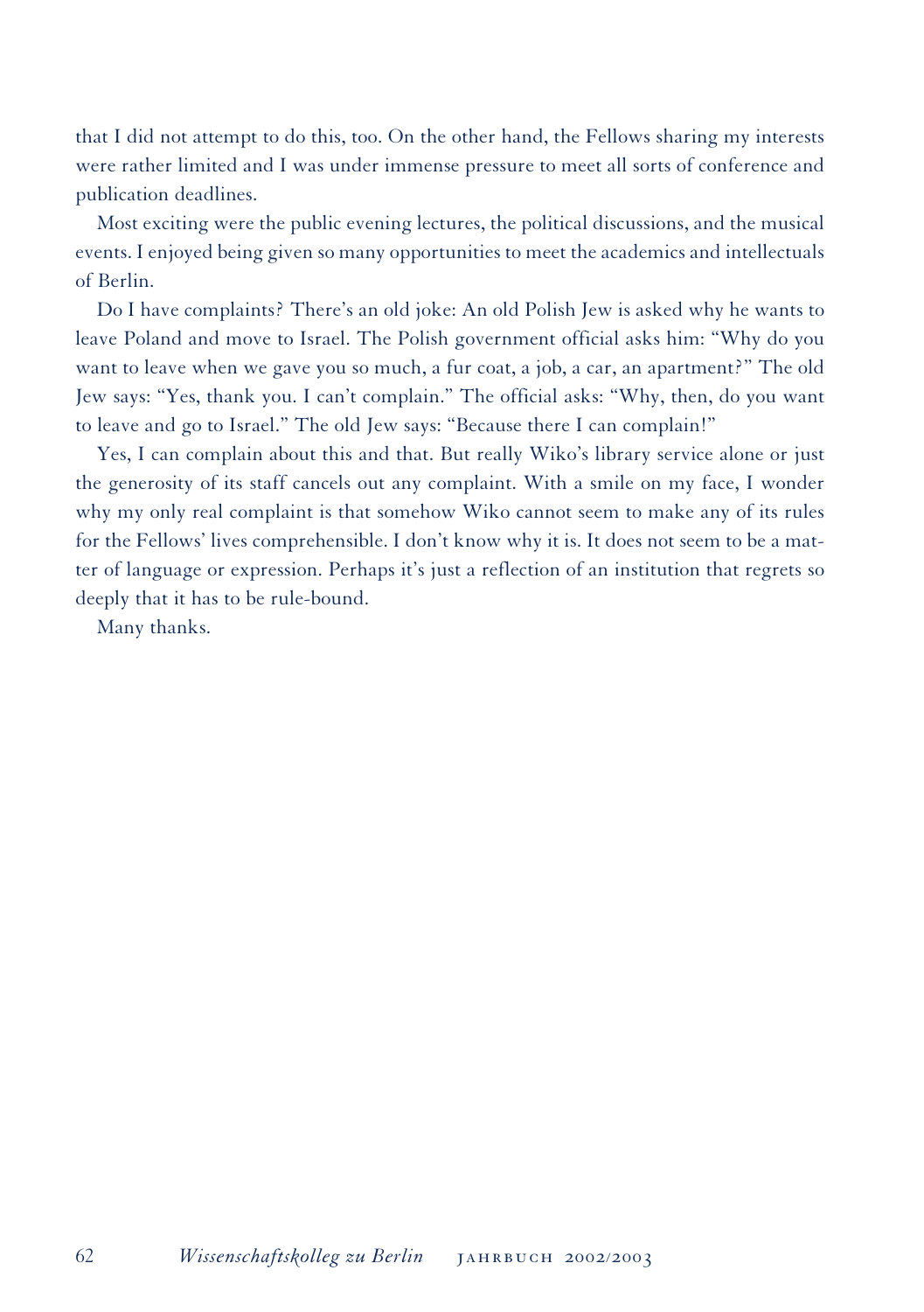that I did not attempt to do this, too. On the other hand, the Fellows sharing my interests were rather limited and I was under immense pressure to meet all sorts of conference and publication deadlines.

Most exciting were the public evening lectures, the political discussions, and the musical events. I enjoyed being given so many opportunities to meet the academics and intellectuals of Berlin.

Do I have complaints? There's an old joke: An old Polish Jew is asked why he wants to leave Poland and move to Israel. The Polish government official asks him: "Why do you want to leave when we gave you so much, a fur coat, a job, a car, an apartment?" The old Jew says: "Yes, thank you. I can't complain." The official asks: "Why, then, do you want to leave and go to Israel." The old Jew says: "Because there I can complain!"

Yes, I can complain about this and that. But really Wiko's library service alone or just the generosity of its staff cancels out any complaint. With a smile on my face, I wonder why my only real complaint is that somehow Wiko cannot seem to make any of its rules for the Fellows' lives comprehensible. I don't know why it is. It does not seem to be a matter of language or expression. Perhaps it's just a reflection of an institution that regrets so deeply that it has to be rule-bound.

Many thanks.